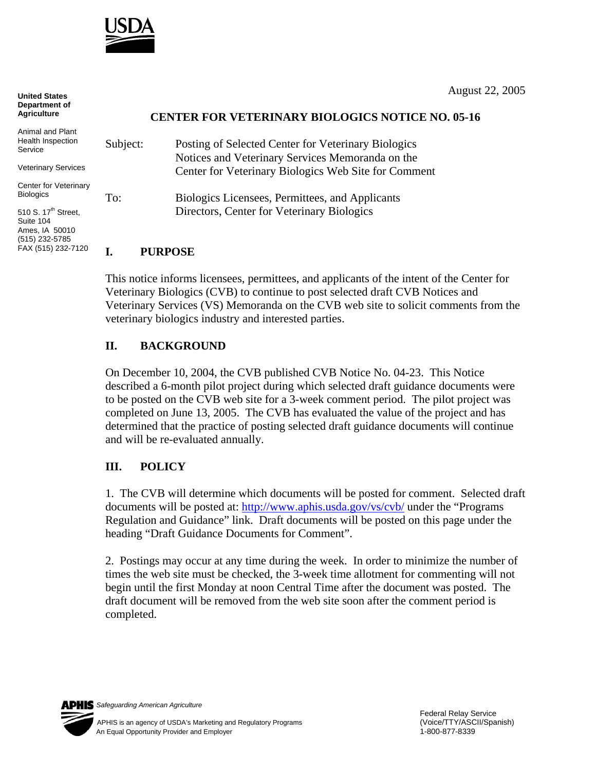United States Department of Agriculture

Animal and Plant Health Inspection Service

Veterinary Services

Center for Veterinary Biologics

510 S. 17th Street, Suite 104
Ames, IA 50010
(515) 232-5785
FAX (515) 232-7120

August 22, 2005

## CENTER FOR VETERINARY BIOLOGICS NOTICE NO. 05-16

Subject: Posting of Selected Center for Veterinary Biologics Notices and Veterinary Services Memoranda on the Center for Veterinary Biologics Web Site for Comment

To: Biologics Licensees, Permittees, and Applicants
Directors, Center for Veterinary Biologics

## I. PURPOSE

This notice informs licensees, permittees, and applicants of the intent of the Center for Veterinary Biologics (CVB) to continue to post selected draft CVB Notices and Veterinary Services (VS) Memoranda on the CVB web site to solicit comments from the veterinary biologics industry and interested parties.

## II. BACKGROUND

On December 10, 2004, the CVB published CVB Notice No. 04-23. This Notice described a 6-month pilot project during which selected draft guidance documents were to be posted on the CVB web site for a 3-week comment period. The pilot project was completed on June 13, 2005. The CVB has evaluated the value of the project and has determined that the practice of posting selected draft guidance documents will continue and will be re-evaluated annually.

## III. POLICY

1. The CVB will determine which documents will be posted for comment. Selected draft documents will be posted at: http://www.aphis.usda.gov/vs/cvb/ under the "Programs Regulation and Guidance" link. Draft documents will be posted on this page under the heading "Draft Guidance Documents for Comment".

2. Postings may occur at any time during the week. In order to minimize the number of times the web site must be checked, the 3-week time allotment for commenting will not begin until the first Monday at noon Central Time after the document was posted. The draft document will be removed from the web site soon after the comment period is completed.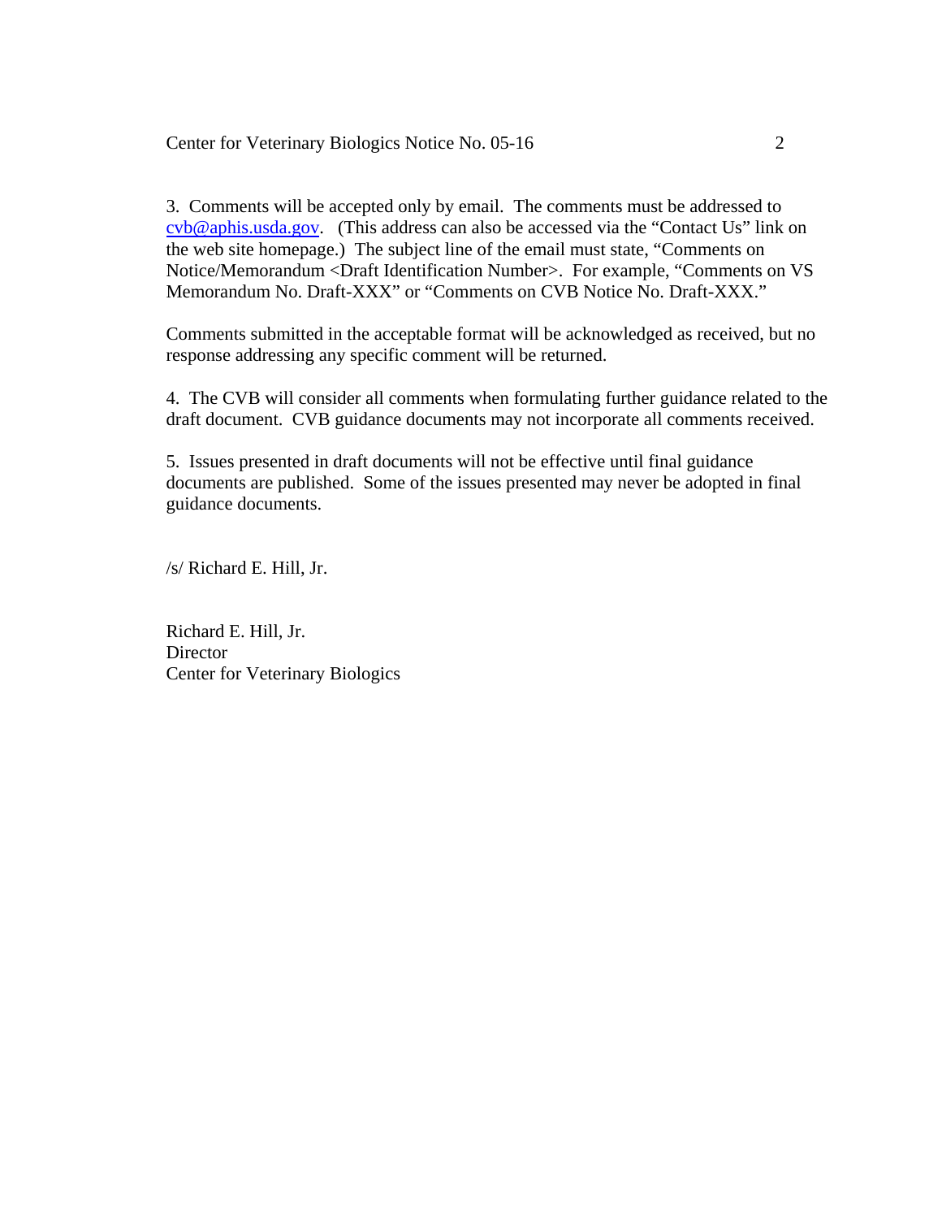3. Comments will be accepted only by email. The comments must be addressed to cvb@aphis.usda.gov. (This address can also be accessed via the "Contact Us" link on the web site homepage.) The subject line of the email must state, "Comments on Notice/Memorandum <Draft Identification Number>. For example, "Comments on VS Memorandum No. Draft-XXX" or "Comments on CVB Notice No. Draft-XXX."

Comments submitted in the acceptable format will be acknowledged as received, but no response addressing any specific comment will be returned.

4. The CVB will consider all comments when formulating further guidance related to the draft document. CVB guidance documents may not incorporate all comments received.

5. Issues presented in draft documents will not be effective until final guidance documents are published. Some of the issues presented may never be adopted in final guidance documents.

/s/ Richard E. Hill, Jr.

Richard E. Hill, Jr.
Director
Center for Veterinary Biologics